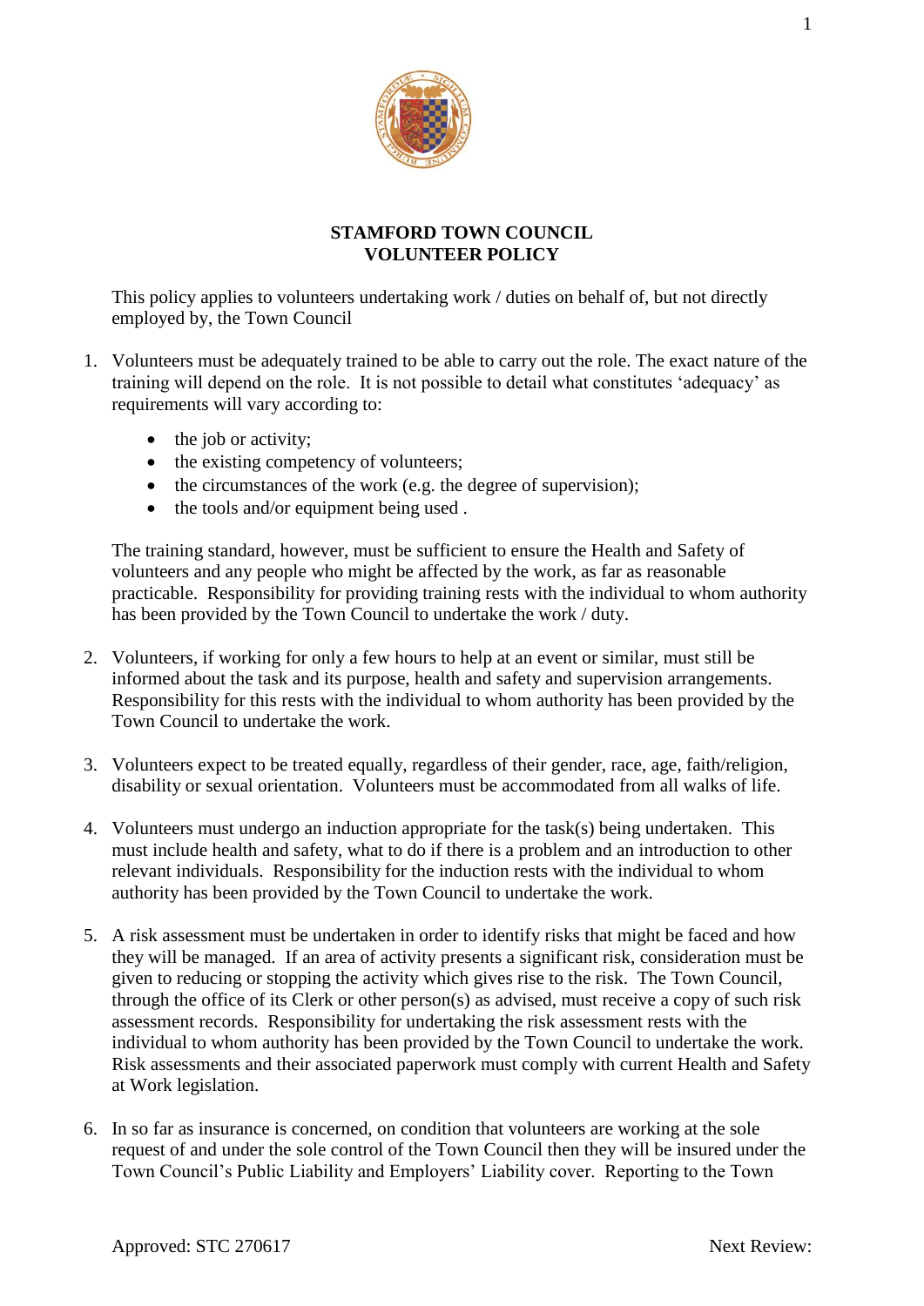# STAMFORD TOWN COUNCIL
# VOLUNTEER POLICY

This policy applies to volunteers undertaking work / duties on behalf of, but not directly employed by, the Town Council

1. Volunteers must be adequately trained to be able to carry out the role. The exact nature of the training will depend on the role. It is not possible to detail what constitutes 'adequacy' as requirements will vary according to:

   - the job or activity;
   - the existing competency of volunteers;
   - the circumstances of the work (e.g. the degree of supervision);
   - the tools and/or equipment being used .

   The training standard, however, must be sufficient to ensure the Health and Safety of volunteers and any people who might be affected by the work, as far as reasonable practicable. Responsibility for providing training rests with the individual to whom authority has been provided by the Town Council to undertake the work / duty.

2. Volunteers, if working for only a few hours to help at an event or similar, must still be informed about the task and its purpose, health and safety and supervision arrangements. Responsibility for this rests with the individual to whom authority has been provided by the Town Council to undertake the work.

3. Volunteers expect to be treated equally, regardless of their gender, race, age, faith/religion, disability or sexual orientation. Volunteers must be accommodated from all walks of life.

4. Volunteers must undergo an induction appropriate for the task(s) being undertaken. This must include health and safety, what to do if there is a problem and an introduction to other relevant individuals. Responsibility for the induction rests with the individual to whom authority has been provided by the Town Council to undertake the work.

5. A risk assessment must be undertaken in order to identify risks that might be faced and how they will be managed. If an area of activity presents a significant risk, consideration must be given to reducing or stopping the activity which gives rise to the risk. The Town Council, through the office of its Clerk or other person(s) as advised, must receive a copy of such risk assessment records. Responsibility for undertaking the risk assessment rests with the individual to whom authority has been provided by the Town Council to undertake the work. Risk assessments and their associated paperwork must comply with current Health and Safety at Work legislation.

6. In so far as insurance is concerned, on condition that volunteers are working at the sole request of and under the sole control of the Town Council then they will be insured under the Town Council's Public Liability and Employers' Liability cover. Reporting to the Town

Approved: STC 270617 Next Review: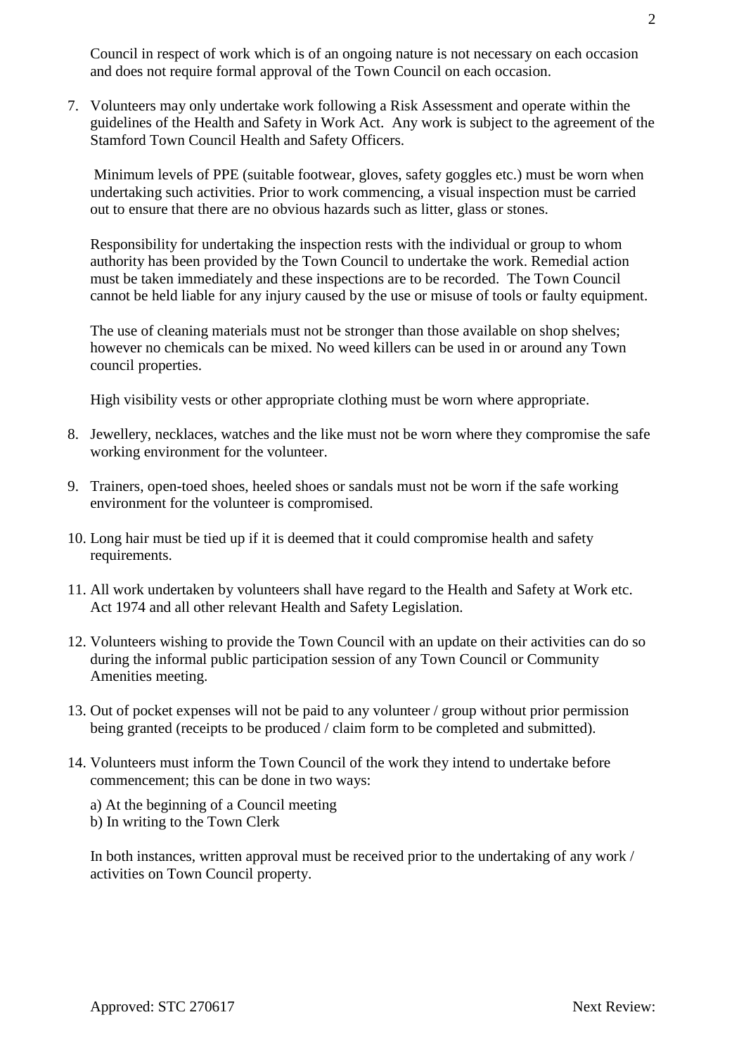Council in respect of work which is of an ongoing nature is not necessary on each occasion and does not require formal approval of the Town Council on each occasion.

7. Volunteers may only undertake work following a Risk Assessment and operate within the guidelines of the Health and Safety in Work Act. Any work is subject to the agreement of the Stamford Town Council Health and Safety Officers.

   Minimum levels of PPE (suitable footwear, gloves, safety goggles etc.) must be worn when undertaking such activities. Prior to work commencing, a visual inspection must be carried out to ensure that there are no obvious hazards such as litter, glass or stones.

   Responsibility for undertaking the inspection rests with the individual or group to whom authority has been provided by the Town Council to undertake the work. Remedial action must be taken immediately and these inspections are to be recorded. The Town Council cannot be held liable for any injury caused by the use or misuse of tools or faulty equipment.

   The use of cleaning materials must not be stronger than those available on shop shelves; however no chemicals can be mixed. No weed killers can be used in or around any Town council properties.

   High visibility vests or other appropriate clothing must be worn where appropriate.

8. Jewellery, necklaces, watches and the like must not be worn where they compromise the safe working environment for the volunteer.

9. Trainers, open-toed shoes, heeled shoes or sandals must not be worn if the safe working environment for the volunteer is compromised.

10. Long hair must be tied up if it is deemed that it could compromise health and safety requirements.

11. All work undertaken by volunteers shall have regard to the Health and Safety at Work etc. Act 1974 and all other relevant Health and Safety Legislation.

12. Volunteers wishing to provide the Town Council with an update on their activities can do so during the informal public participation session of any Town Council or Community Amenities meeting.

13. Out of pocket expenses will not be paid to any volunteer / group without prior permission being granted (receipts to be produced / claim form to be completed and submitted).

14. Volunteers must inform the Town Council of the work they intend to undertake before commencement; this can be done in two ways:

    a) At the beginning of a Council meeting
    b) In writing to the Town Clerk

    In both instances, written approval must be received prior to the undertaking of any work / activities on Town Council property.

Approved: STC 270617 Next Review: